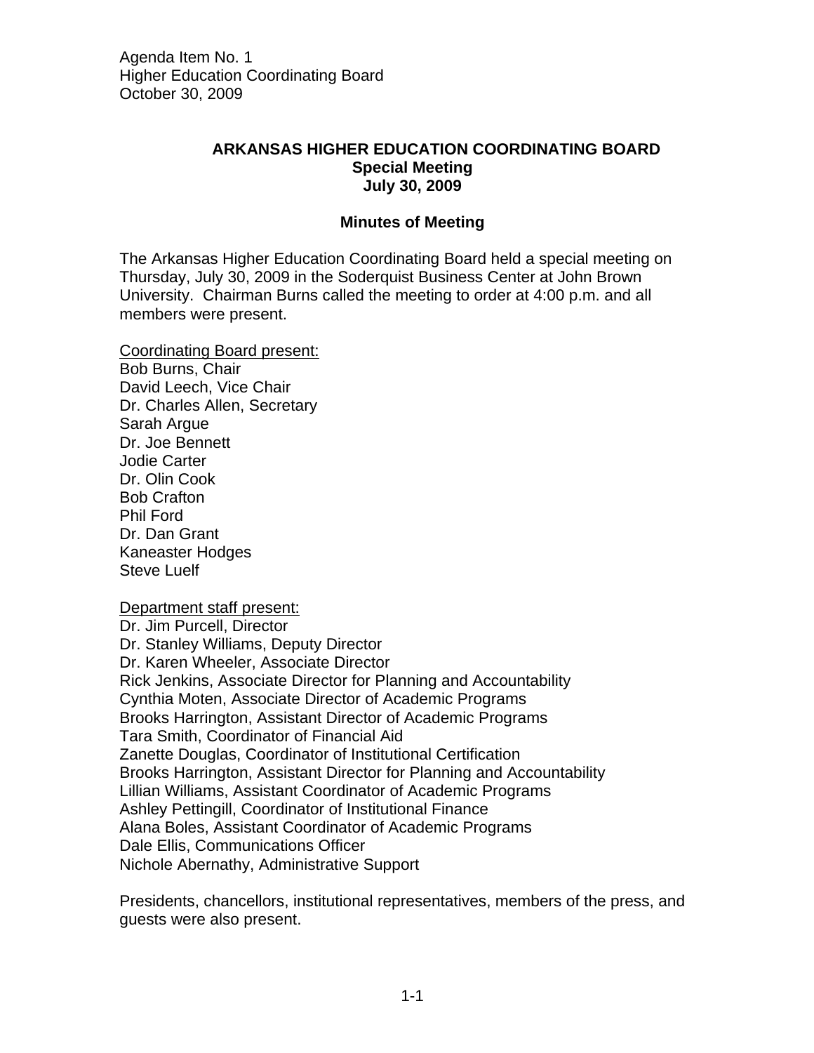Agenda Item No. 1
Higher Education Coordinating Board
October 30, 2009

# ARKANSAS HIGHER EDUCATION COORDINATING BOARD
## Special Meeting
## July 30, 2009

### Minutes of Meeting

The Arkansas Higher Education Coordinating Board held a special meeting on Thursday, July 30, 2009 in the Soderquist Business Center at John Brown University. Chairman Burns called the meeting to order at 4:00 p.m. and all members were present.

Coordinating Board present:
Bob Burns, Chair
David Leech, Vice Chair
Dr. Charles Allen, Secretary
Sarah Argue
Dr. Joe Bennett
Jodie Carter
Dr. Olin Cook
Bob Crafton
Phil Ford
Dr. Dan Grant
Kaneaster Hodges
Steve Luelf

Department staff present:
Dr. Jim Purcell, Director
Dr. Stanley Williams, Deputy Director
Dr. Karen Wheeler, Associate Director
Rick Jenkins, Associate Director for Planning and Accountability
Cynthia Moten, Associate Director of Academic Programs
Brooks Harrington, Assistant Director of Academic Programs
Tara Smith, Coordinator of Financial Aid
Zanette Douglas, Coordinator of Institutional Certification
Brooks Harrington, Assistant Director for Planning and Accountability
Lillian Williams, Assistant Coordinator of Academic Programs
Ashley Pettingill, Coordinator of Institutional Finance
Alana Boles, Assistant Coordinator of Academic Programs
Dale Ellis, Communications Officer
Nichole Abernathy, Administrative Support

Presidents, chancellors, institutional representatives, members of the press, and guests were also present.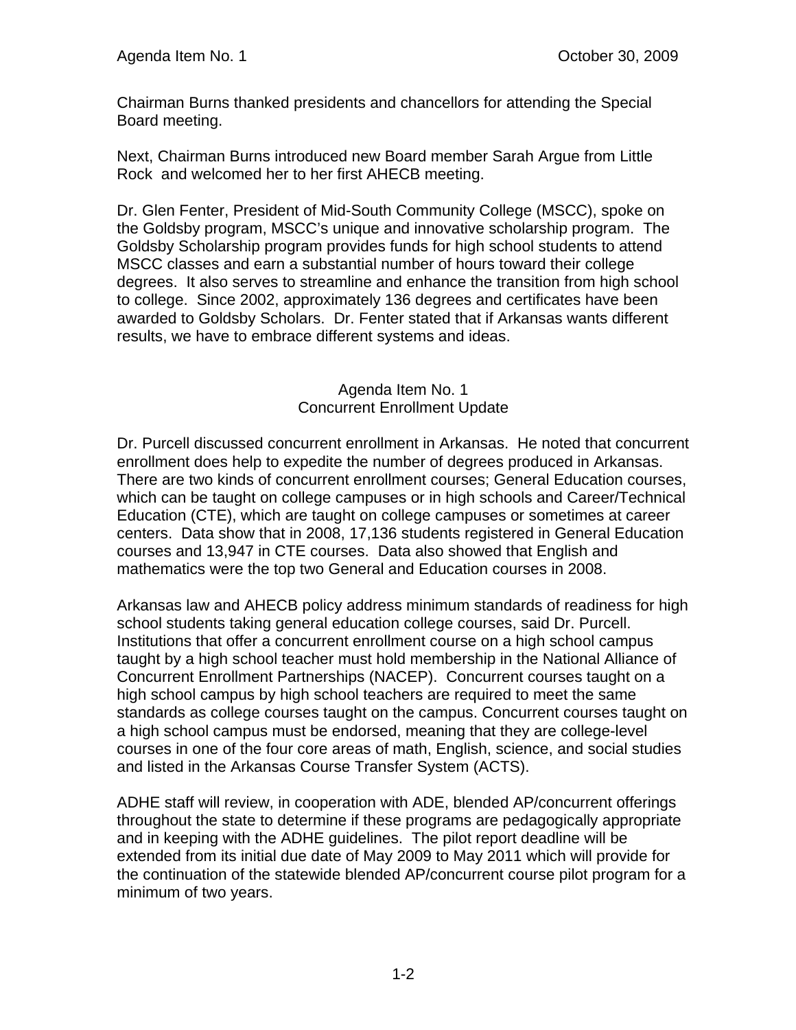Chairman Burns thanked presidents and chancellors for attending the Special Board meeting.

Next, Chairman Burns introduced new Board member Sarah Argue from Little Rock and welcomed her to her first AHECB meeting.

Dr. Glen Fenter, President of Mid-South Community College (MSCC), spoke on the Goldsby program, MSCC's unique and innovative scholarship program. The Goldsby Scholarship program provides funds for high school students to attend MSCC classes and earn a substantial number of hours toward their college degrees. It also serves to streamline and enhance the transition from high school to college. Since 2002, approximately 136 degrees and certificates have been awarded to Goldsby Scholars. Dr. Fenter stated that if Arkansas wants different results, we have to embrace different systems and ideas.

## Agenda Item No. 1
## Concurrent Enrollment Update

Dr. Purcell discussed concurrent enrollment in Arkansas. He noted that concurrent enrollment does help to expedite the number of degrees produced in Arkansas. There are two kinds of concurrent enrollment courses; General Education courses, which can be taught on college campuses or in high schools and Career/Technical Education (CTE), which are taught on college campuses or sometimes at career centers. Data show that in 2008, 17,136 students registered in General Education courses and 13,947 in CTE courses. Data also showed that English and mathematics were the top two General and Education courses in 2008.

Arkansas law and AHECB policy address minimum standards of readiness for high school students taking general education college courses, said Dr. Purcell. Institutions that offer a concurrent enrollment course on a high school campus taught by a high school teacher must hold membership in the National Alliance of Concurrent Enrollment Partnerships (NACEP). Concurrent courses taught on a high school campus by high school teachers are required to meet the same standards as college courses taught on the campus. Concurrent courses taught on a high school campus must be endorsed, meaning that they are college-level courses in one of the four core areas of math, English, science, and social studies and listed in the Arkansas Course Transfer System (ACTS).

ADHE staff will review, in cooperation with ADE, blended AP/concurrent offerings throughout the state to determine if these programs are pedagogically appropriate and in keeping with the ADHE guidelines. The pilot report deadline will be extended from its initial due date of May 2009 to May 2011 which will provide for the continuation of the statewide blended AP/concurrent course pilot program for a minimum of two years.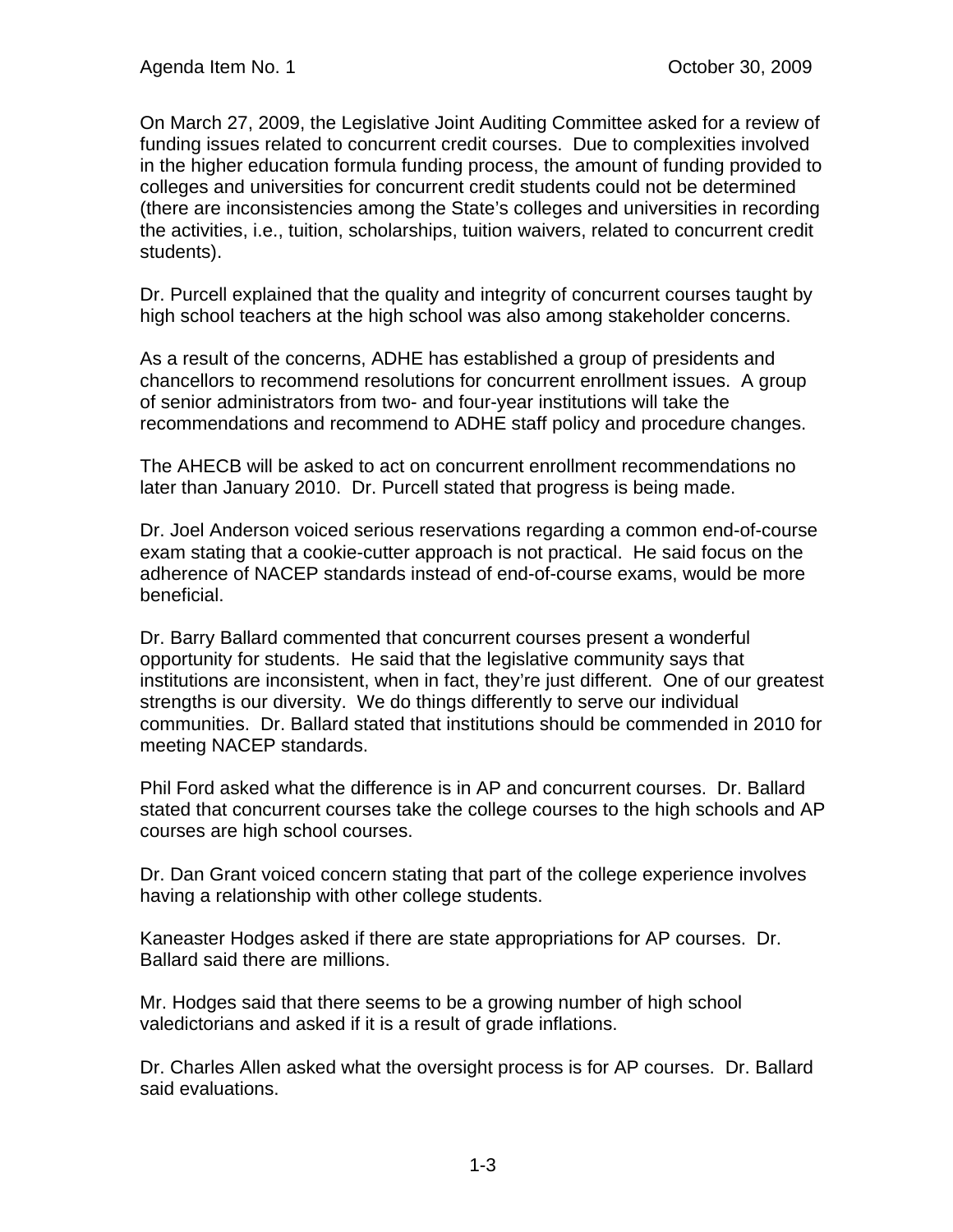On March 27, 2009, the Legislative Joint Auditing Committee asked for a review of funding issues related to concurrent credit courses. Due to complexities involved in the higher education formula funding process, the amount of funding provided to colleges and universities for concurrent credit students could not be determined (there are inconsistencies among the State's colleges and universities in recording the activities, i.e., tuition, scholarships, tuition waivers, related to concurrent credit students).

Dr. Purcell explained that the quality and integrity of concurrent courses taught by high school teachers at the high school was also among stakeholder concerns.

As a result of the concerns, ADHE has established a group of presidents and chancellors to recommend resolutions for concurrent enrollment issues. A group of senior administrators from two- and four-year institutions will take the recommendations and recommend to ADHE staff policy and procedure changes.

The AHECB will be asked to act on concurrent enrollment recommendations no later than January 2010. Dr. Purcell stated that progress is being made.

Dr. Joel Anderson voiced serious reservations regarding a common end-of-course exam stating that a cookie-cutter approach is not practical. He said focus on the adherence of NACEP standards instead of end-of-course exams, would be more beneficial.

Dr. Barry Ballard commented that concurrent courses present a wonderful opportunity for students. He said that the legislative community says that institutions are inconsistent, when in fact, they're just different. One of our greatest strengths is our diversity. We do things differently to serve our individual communities. Dr. Ballard stated that institutions should be commended in 2010 for meeting NACEP standards.

Phil Ford asked what the difference is in AP and concurrent courses. Dr. Ballard stated that concurrent courses take the college courses to the high schools and AP courses are high school courses.

Dr. Dan Grant voiced concern stating that part of the college experience involves having a relationship with other college students.

Kaneaster Hodges asked if there are state appropriations for AP courses. Dr. Ballard said there are millions.

Mr. Hodges said that there seems to be a growing number of high school valedictorians and asked if it is a result of grade inflations.

Dr. Charles Allen asked what the oversight process is for AP courses. Dr. Ballard said evaluations.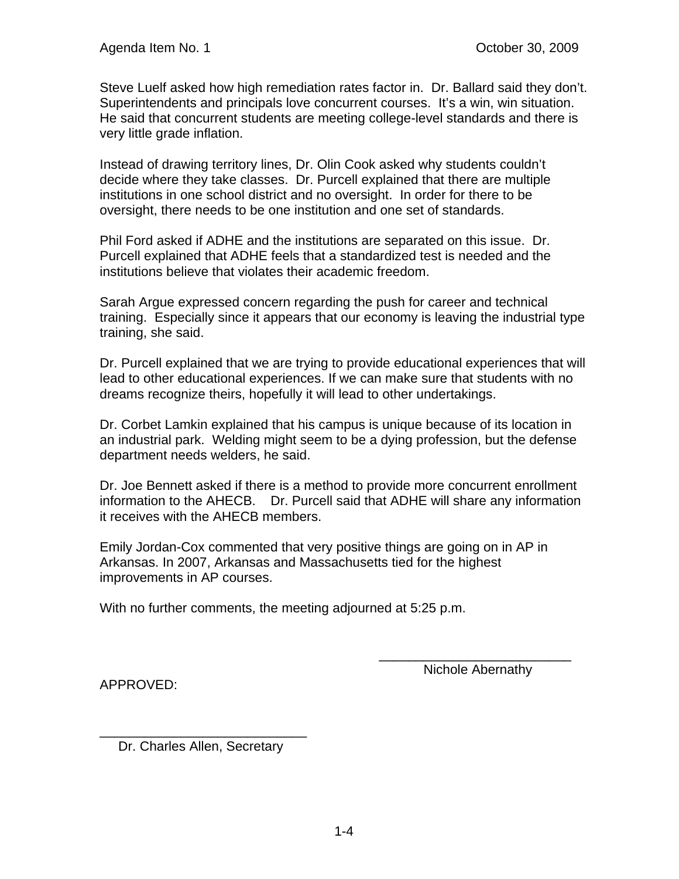Steve Luelf asked how high remediation rates factor in. Dr. Ballard said they don't. Superintendents and principals love concurrent courses. It's a win, win situation. He said that concurrent students are meeting college-level standards and there is very little grade inflation.

Instead of drawing territory lines, Dr. Olin Cook asked why students couldn't decide where they take classes. Dr. Purcell explained that there are multiple institutions in one school district and no oversight. In order for there to be oversight, there needs to be one institution and one set of standards.

Phil Ford asked if ADHE and the institutions are separated on this issue. Dr. Purcell explained that ADHE feels that a standardized test is needed and the institutions believe that violates their academic freedom.

Sarah Argue expressed concern regarding the push for career and technical training. Especially since it appears that our economy is leaving the industrial type training, she said.

Dr. Purcell explained that we are trying to provide educational experiences that will lead to other educational experiences. If we can make sure that students with no dreams recognize theirs, hopefully it will lead to other undertakings.

Dr. Corbet Lamkin explained that his campus is unique because of its location in an industrial park. Welding might seem to be a dying profession, but the defense department needs welders, he said.

Dr. Joe Bennett asked if there is a method to provide more concurrent enrollment information to the AHECB. Dr. Purcell said that ADHE will share any information it receives with the AHECB members.

Emily Jordan-Cox commented that very positive things are going on in AP in Arkansas. In 2007, Arkansas and Massachusetts tied for the highest improvements in AP courses.

With no further comments, the meeting adjourned at 5:25 p.m.

\_\_\_\_\_\_\_\_\_\_\_\_\_\_\_\_\_\_\_\_\_\_\_\_\_\_
Nichole Abernathy

APPROVED:

\_\_\_\_\_\_\_\_\_\_\_\_\_\_\_\_\_\_\_\_\_\_\_\_\_\_\_\_
Dr. Charles Allen, Secretary